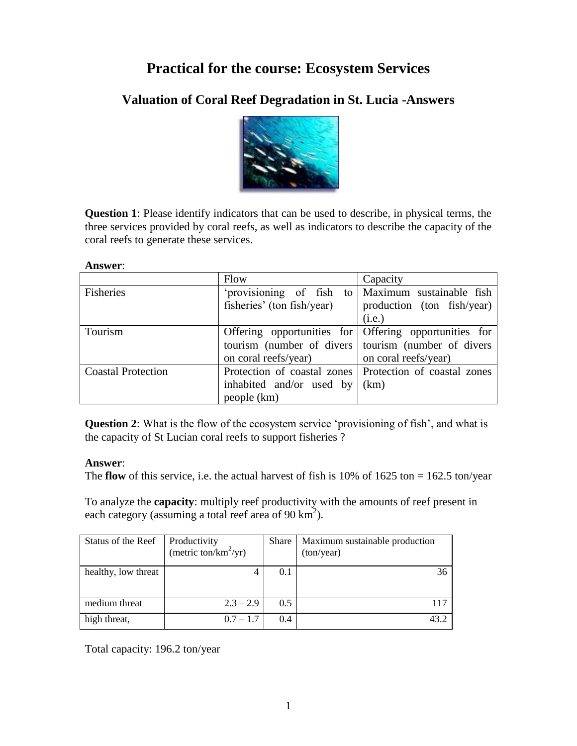# Practical for the course: Ecosystem Services

## Valuation of Coral Reef Degradation in St. Lucia -Answers

**Question 1**: Please identify indicators that can be used to describe, in physical terms, the three services provided by coral reefs, as well as indicators to describe the capacity of the coral reefs to generate these services.

**Answer**:

| | Flow | Capacity |
|---|---|---|
| Fisheries | 'provisioning of fish to fisheries' (ton fish/year) | Maximum sustainable fish production (ton fish/year) (i.e.) |
| Tourism | Offering opportunities for tourism (number of divers on coral reefs/year) | Offering opportunities for tourism (number of divers on coral reefs/year) |
| Coastal Protection | Protection of coastal zones inhabited and/or used by people (km) | Protection of coastal zones (km) |

**Question 2**: What is the flow of the ecosystem service 'provisioning of fish', and what is the capacity of St Lucian coral reefs to support fisheries ?

**Answer**:

The **flow** of this service, i.e. the actual harvest of fish is 10% of 1625 ton = 162.5 ton/year

To analyze the **capacity**: multiply reef productivity with the amounts of reef present in each category (assuming a total reef area of 90 $km^2$).

| Status of the Reef | Productivity (metric ton/$km^2$/yr) | Share | Maximum sustainable production (ton/year) |
|---|---|---|---|
| healthy, low threat | 4 | 0.1 | 36 |
| medium threat | 2.3 – 2.9 | 0.5 | 117 |
| high threat, | 0.7 – 1.7 | 0.4 | 43.2 |

Total capacity: 196.2 ton/year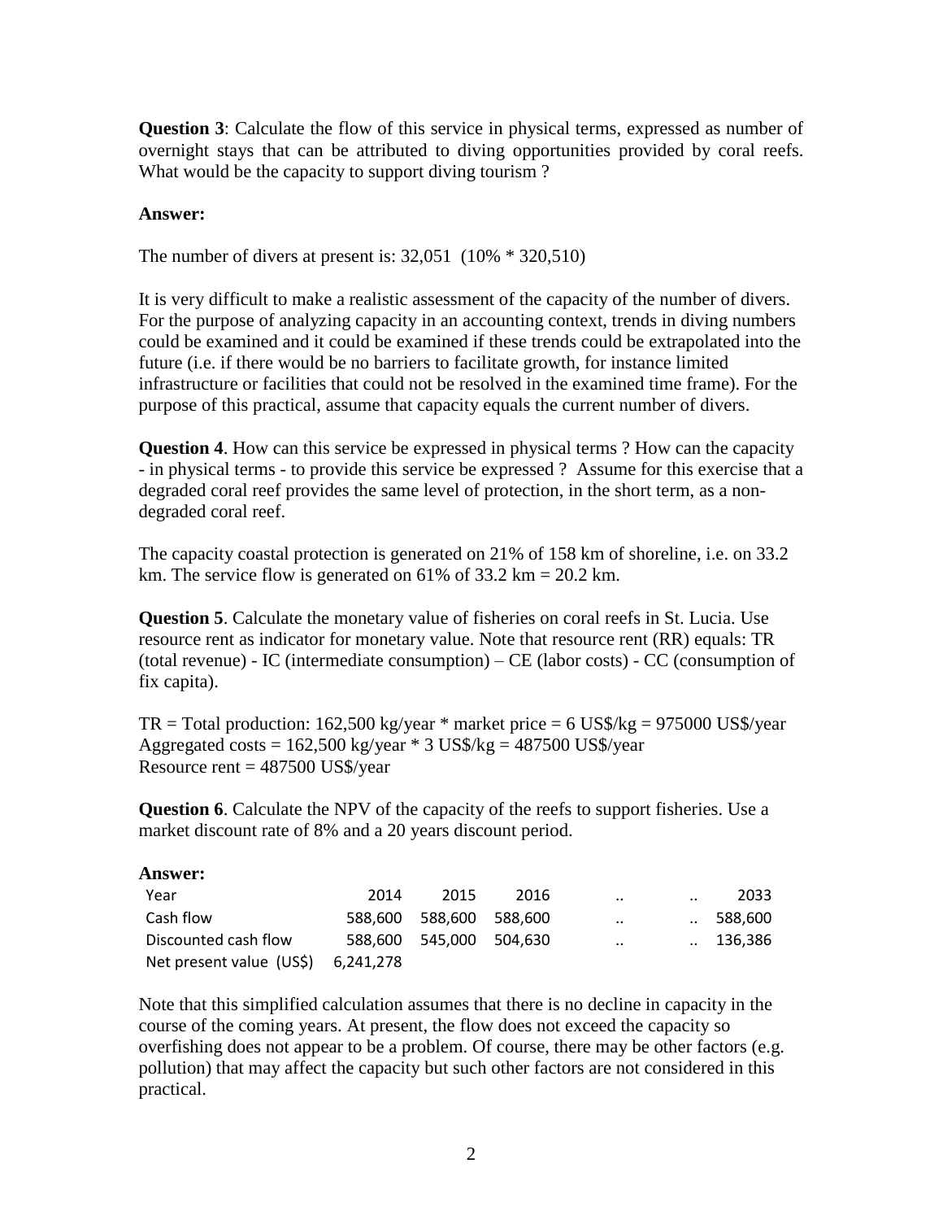**Question 3**: Calculate the flow of this service in physical terms, expressed as number of overnight stays that can be attributed to diving opportunities provided by coral reefs. What would be the capacity to support diving tourism ?

**Answer:**

The number of divers at present is: 32,051 (10% * 320,510)

It is very difficult to make a realistic assessment of the capacity of the number of divers. For the purpose of analyzing capacity in an accounting context, trends in diving numbers could be examined and it could be examined if these trends could be extrapolated into the future (i.e. if there would be no barriers to facilitate growth, for instance limited infrastructure or facilities that could not be resolved in the examined time frame). For the purpose of this practical, assume that capacity equals the current number of divers.

**Question 4**. How can this service be expressed in physical terms ? How can the capacity - in physical terms - to provide this service be expressed ? Assume for this exercise that a degraded coral reef provides the same level of protection, in the short term, as a non-degraded coral reef.

The capacity coastal protection is generated on 21% of 158 km of shoreline, i.e. on 33.2 km. The service flow is generated on 61% of 33.2 km = 20.2 km.

**Question 5**. Calculate the monetary value of fisheries on coral reefs in St. Lucia. Use resource rent as indicator for monetary value. Note that resource rent (RR) equals: TR (total revenue) - IC (intermediate consumption) – CE (labor costs) - CC (consumption of fix capita).

TR = Total production: 162,500 kg/year * market price = 6 US$/kg = 975000 US$/year
Aggregated costs = 162,500 kg/year * 3 US$/kg = 487500 US$/year
Resource rent = 487500 US$/year

**Question 6**. Calculate the NPV of the capacity of the reefs to support fisheries. Use a market discount rate of 8% and a 20 years discount period.

**Answer:**

| Year | 2014 | 2015 | 2016 | .. | .. | 2033 |
|---|---|---|---|---|---|---|
| Cash flow | 588,600 | 588,600 | 588,600 | .. | .. | 588,600 |
| Discounted cash flow | 588,600 | 545,000 | 504,630 | .. | .. | 136,386 |
| Net present value (US$) | 6,241,278 | | | | | |

Note that this simplified calculation assumes that there is no decline in capacity in the course of the coming years. At present, the flow does not exceed the capacity so overfishing does not appear to be a problem. Of course, there may be other factors (e.g. pollution) that may affect the capacity but such other factors are not considered in this practical.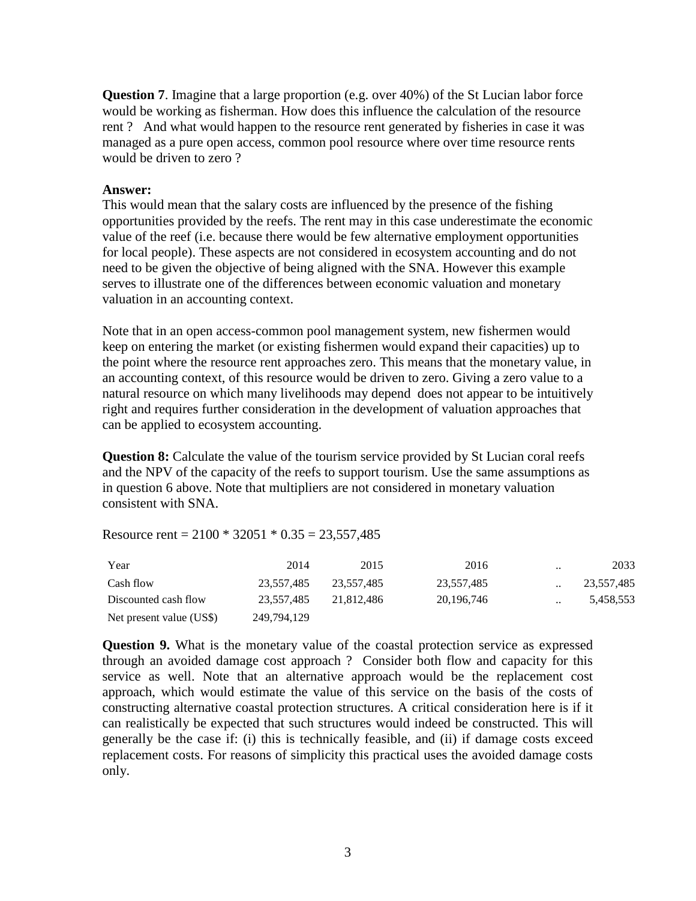**Question 7**. Imagine that a large proportion (e.g. over 40%) of the St Lucian labor force would be working as fisherman. How does this influence the calculation of the resource rent ? And what would happen to the resource rent generated by fisheries in case it was managed as a pure open access, common pool resource where over time resource rents would be driven to zero ?

**Answer:**
This would mean that the salary costs are influenced by the presence of the fishing opportunities provided by the reefs. The rent may in this case underestimate the economic value of the reef (i.e. because there would be few alternative employment opportunities for local people). These aspects are not considered in ecosystem accounting and do not need to be given the objective of being aligned with the SNA. However this example serves to illustrate one of the differences between economic valuation and monetary valuation in an accounting context.

Note that in an open access-common pool management system, new fishermen would keep on entering the market (or existing fishermen would expand their capacities) up to the point where the resource rent approaches zero. This means that the monetary value, in an accounting context, of this resource would be driven to zero. Giving a zero value to a natural resource on which many livelihoods may depend does not appear to be intuitively right and requires further consideration in the development of valuation approaches that can be applied to ecosystem accounting.

**Question 8:** Calculate the value of the tourism service provided by St Lucian coral reefs and the NPV of the capacity of the reefs to support tourism. Use the same assumptions as in question 6 above. Note that multipliers are not considered in monetary valuation consistent with SNA.

Resource rent = 2100 * 32051 * 0.35 = 23,557,485

| Year | 2014 | 2015 | 2016 | .. | 2033 |
|---|---|---|---|---|---|
| Cash flow | 23,557,485 | 23,557,485 | 23,557,485 | .. | 23,557,485 |
| Discounted cash flow | 23,557,485 | 21,812,486 | 20,196,746 | .. | 5,458,553 |
| Net present value (US$) | 249,794,129 | | | | |

**Question 9.** What is the monetary value of the coastal protection service as expressed through an avoided damage cost approach ? Consider both flow and capacity for this service as well. Note that an alternative approach would be the replacement cost approach, which would estimate the value of this service on the basis of the costs of constructing alternative coastal protection structures. A critical consideration here is if it can realistically be expected that such structures would indeed be constructed. This will generally be the case if: (i) this is technically feasible, and (ii) if damage costs exceed replacement costs. For reasons of simplicity this practical uses the avoided damage costs only.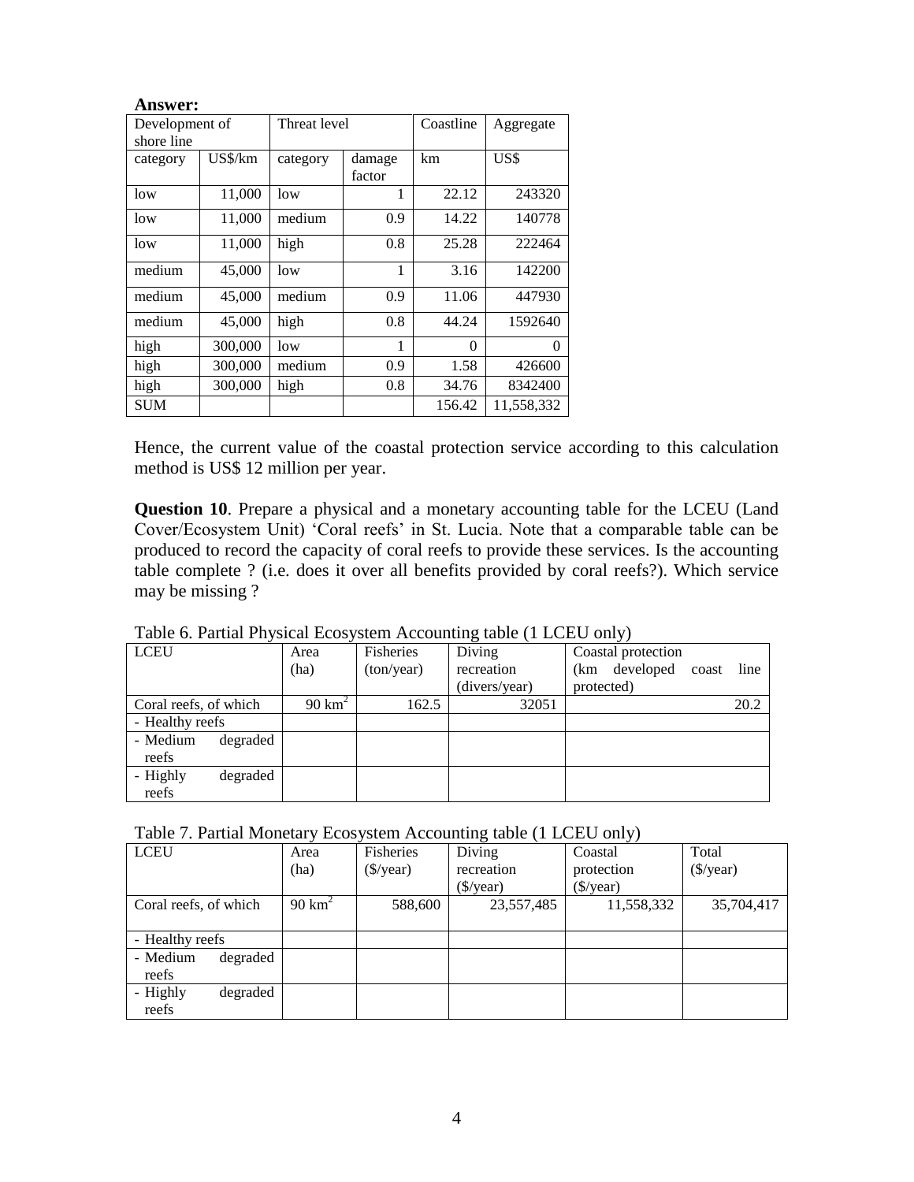**Answer:**

| Development of shore line | | Threat level | | Coastline | Aggregate |
|---|---|---|---|---|---|
| category | US$/km | category | damage factor | km | US$ |
| low | 11,000 | low | 1 | 22.12 | 243320 |
| low | 11,000 | medium | 0.9 | 14.22 | 140778 |
| low | 11,000 | high | 0.8 | 25.28 | 222464 |
| medium | 45,000 | low | 1 | 3.16 | 142200 |
| medium | 45,000 | medium | 0.9 | 11.06 | 447930 |
| medium | 45,000 | high | 0.8 | 44.24 | 1592640 |
| high | 300,000 | low | 1 | 0 | 0 |
| high | 300,000 | medium | 0.9 | 1.58 | 426600 |
| high | 300,000 | high | 0.8 | 34.76 | 8342400 |
| SUM | | | | 156.42 | 11,558,332 |

Hence, the current value of the coastal protection service according to this calculation method is US$ 12 million per year.

**Question 10**. Prepare a physical and a monetary accounting table for the LCEU (Land Cover/Ecosystem Unit) 'Coral reefs' in St. Lucia. Note that a comparable table can be produced to record the capacity of coral reefs to provide these services. Is the accounting table complete ? (i.e. does it over all benefits provided by coral reefs?). Which service may be missing ?

Table 6. Partial Physical Ecosystem Accounting table (1 LCEU only)

| LCEU | Area (ha) | Fisheries (ton/year) | Diving recreation (divers/year) | Coastal protection (km developed coast line protected) |
|---|---|---|---|---|
| Coral reefs, of which | 90 $km^2$ | 162.5 | 32051 | 20.2 |
| - Healthy reefs | | | | |
| - Medium degraded reefs | | | | |
| - Highly degraded reefs | | | | |

Table 7. Partial Monetary Ecosystem Accounting table (1 LCEU only)

| LCEU | Area (ha) | Fisheries ($/year) | Diving recreation ($/year) | Coastal protection ($/year) | Total ($/year) |
|---|---|---|---|---|---|
| Coral reefs, of which | 90 $km^2$ | 588,600 | 23,557,485 | 11,558,332 | 35,704,417 |
| - Healthy reefs | | | | | |
| - Medium degraded reefs | | | | | |
| - Highly degraded reefs | | | | | |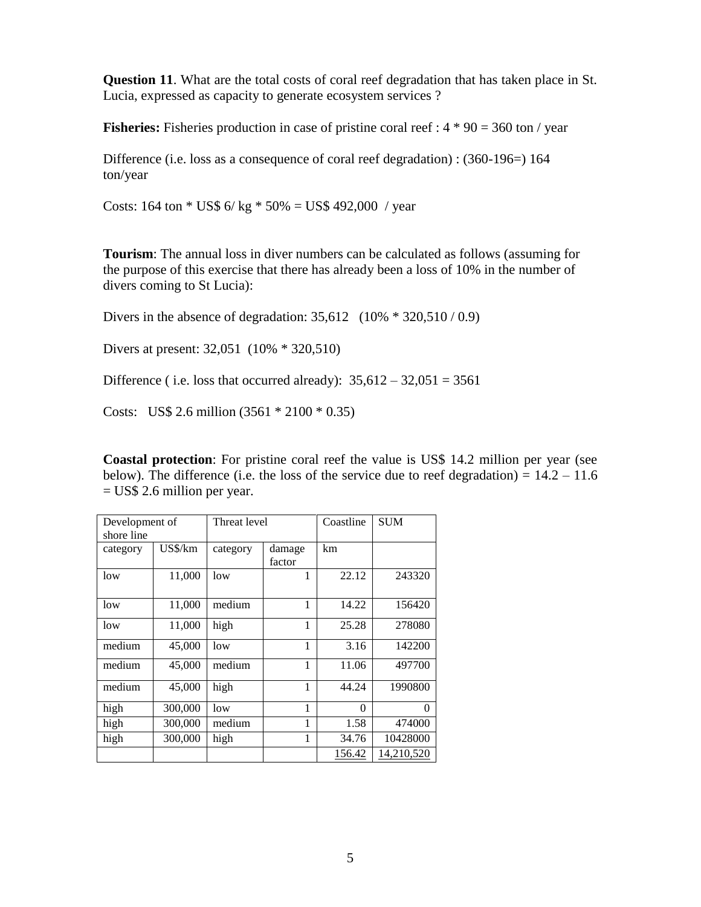**Question 11**. What are the total costs of coral reef degradation that has taken place in St. Lucia, expressed as capacity to generate ecosystem services ?

**Fisheries:** Fisheries production in case of pristine coral reef : 4 * 90 = 360 ton / year

Difference (i.e. loss as a consequence of coral reef degradation) : (360-196=) 164 ton/year

Costs: 164 ton * US$ 6/ kg * 50% = US$ 492,000 / year

**Tourism**: The annual loss in diver numbers can be calculated as follows (assuming for the purpose of this exercise that there has already been a loss of 10% in the number of divers coming to St Lucia):

Divers in the absence of degradation: 35,612 (10% * 320,510 / 0.9)

Divers at present: 32,051 (10% * 320,510)

Difference ( i.e. loss that occurred already): 35,612 – 32,051 = 3561

Costs: US$ 2.6 million (3561 * 2100 * 0.35)

**Coastal protection**: For pristine coral reef the value is US$ 14.2 million per year (see below). The difference (i.e. the loss of the service due to reef degradation) = 14.2 – 11.6 = US$ 2.6 million per year.

| Development of shore line | | Threat level | | Coastline | SUM |
|---|---|---|---|---|---|
| category | US$/km | category | damage factor | km | |
| low | 11,000 | low | 1 | 22.12 | 243320 |
| low | 11,000 | medium | 1 | 14.22 | 156420 |
| low | 11,000 | high | 1 | 25.28 | 278080 |
| medium | 45,000 | low | 1 | 3.16 | 142200 |
| medium | 45,000 | medium | 1 | 11.06 | 497700 |
| medium | 45,000 | high | 1 | 44.24 | 1990800 |
| high | 300,000 | low | 1 | 0 | 0 |
| high | 300,000 | medium | 1 | 1.58 | 474000 |
| high | 300,000 | high | 1 | 34.76 | 10428000 |
| | | | | 156.42 | 14,210,520 |